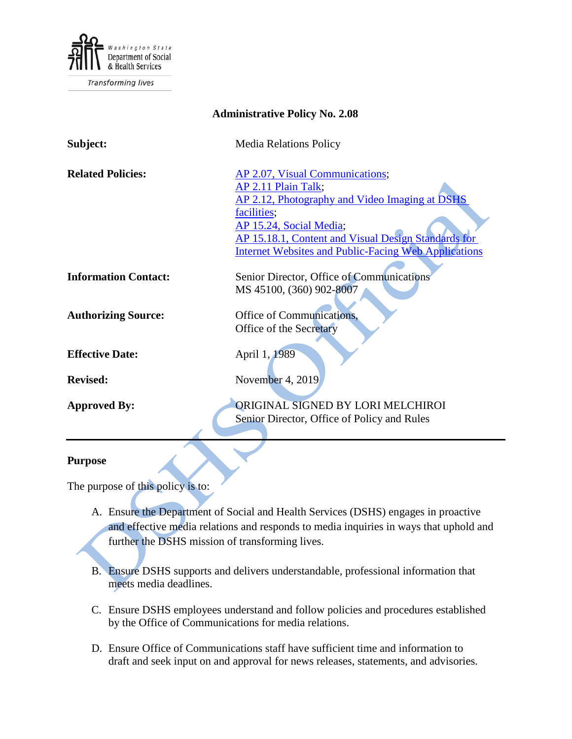Washington State Department of Social & Health Services

Transforming lives

**Administrative Policy No. 2.08**

| | |
|---|---|
| **Subject:** | Media Relations Policy |
| **Related Policies:** | AP 2.07, Visual Communications; AP 2.11 Plain Talk; AP 2.12, Photography and Video Imaging at DSHS facilities; AP 15.24, Social Media; AP 15.18.1, Content and Visual Design Standards for Internet Websites and Public-Facing Web Applications |
| **Information Contact:** | Senior Director, Office of Communications MS 45100, (360) 902-8007 |
| **Authorizing Source:** | Office of Communications, Office of the Secretary |
| **Effective Date:** | April 1, 1989 |
| **Revised:** | November 4, 2019 |
| **Approved By:** | ORIGINAL SIGNED BY LORI MELCHIROI Senior Director, Office of Policy and Rules |

---

## Purpose

The purpose of this policy is to:

A. Ensure the Department of Social and Health Services (DSHS) engages in proactive and effective media relations and responds to media inquiries in ways that uphold and further the DSHS mission of transforming lives.

B. Ensure DSHS supports and delivers understandable, professional information that meets media deadlines.

C. Ensure DSHS employees understand and follow policies and procedures established by the Office of Communications for media relations.

D. Ensure Office of Communications staff have sufficient time and information to draft and seek input on and approval for news releases, statements, and advisories.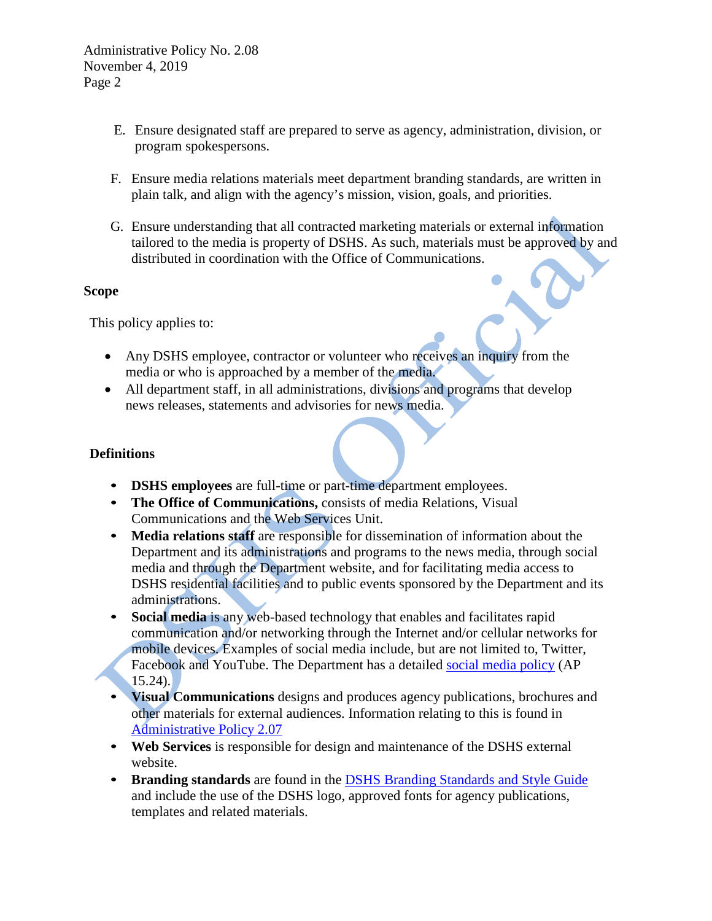E. Ensure designated staff are prepared to serve as agency, administration, division, or program spokespersons.

F. Ensure media relations materials meet department branding standards, are written in plain talk, and align with the agency's mission, vision, goals, and priorities.

G. Ensure understanding that all contracted marketing materials or external information tailored to the media is property of DSHS. As such, materials must be approved by and distributed in coordination with the Office of Communications.

**Scope**

This policy applies to:

- Any DSHS employee, contractor or volunteer who receives an inquiry from the media or who is approached by a member of the media.
- All department staff, in all administrations, divisions and programs that develop news releases, statements and advisories for news media.

**Definitions**

- **DSHS employees** are full-time or part-time department employees.
- **The Office of Communications,** consists of media Relations, Visual Communications and the Web Services Unit.
- **Media relations staff** are responsible for dissemination of information about the Department and its administrations and programs to the news media, through social media and through the Department website, and for facilitating media access to DSHS residential facilities and to public events sponsored by the Department and its administrations.
- **Social media** is any web-based technology that enables and facilitates rapid communication and/or networking through the Internet and/or cellular networks for mobile devices. Examples of social media include, but are not limited to, Twitter, Facebook and YouTube. The Department has a detailed social media policy (AP 15.24).
- **Visual Communications** designs and produces agency publications, brochures and other materials for external audiences. Information relating to this is found in Administrative Policy 2.07
- **Web Services** is responsible for design and maintenance of the DSHS external website.
- **Branding standards** are found in the DSHS Branding Standards and Style Guide and include the use of the DSHS logo, approved fonts for agency publications, templates and related materials.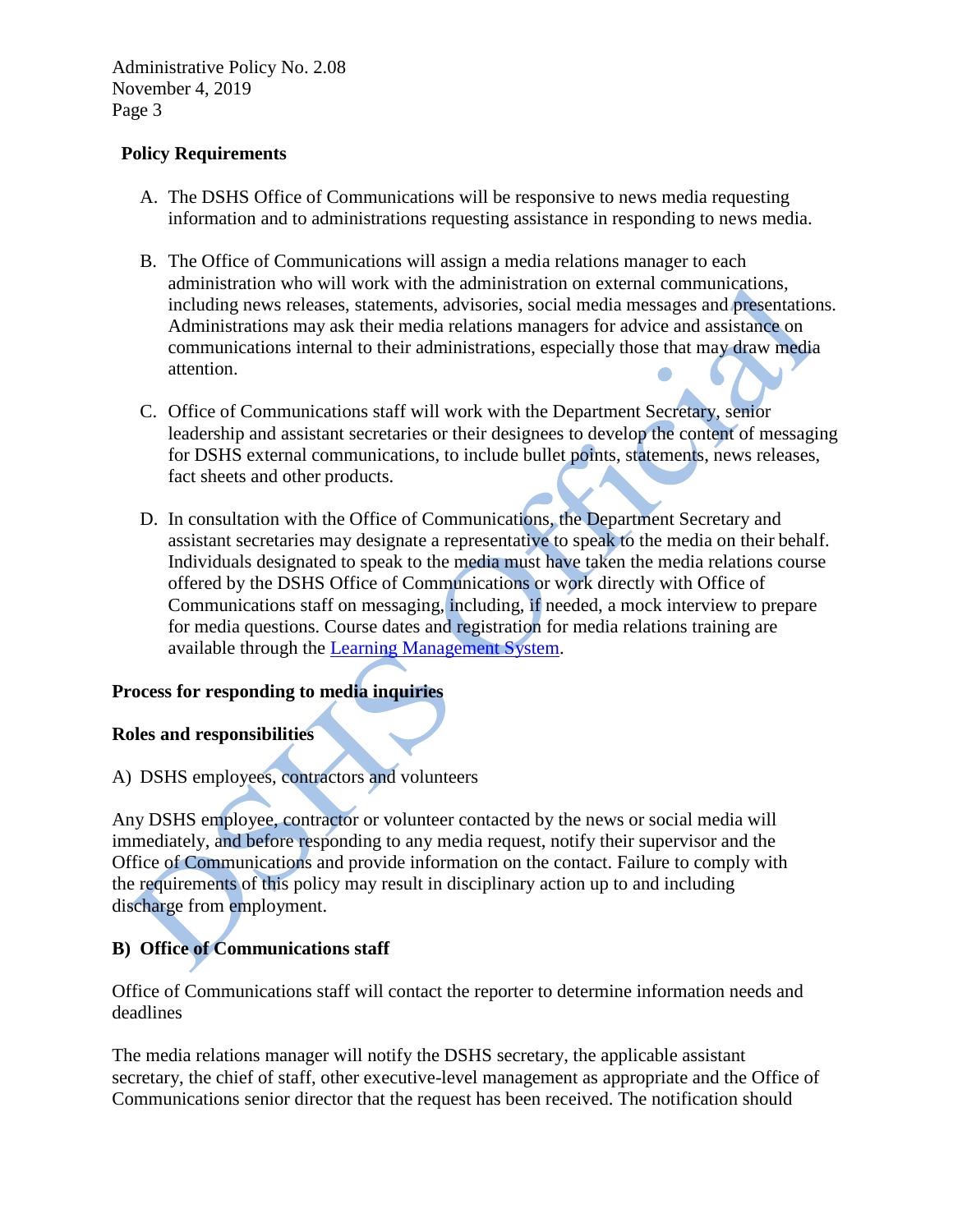## Policy Requirements

A. The DSHS Office of Communications will be responsive to news media requesting information and to administrations requesting assistance in responding to news media.

B. The Office of Communications will assign a media relations manager to each administration who will work with the administration on external communications, including news releases, statements, advisories, social media messages and presentations. Administrations may ask their media relations managers for advice and assistance on communications internal to their administrations, especially those that may draw media attention.

C. Office of Communications staff will work with the Department Secretary, senior leadership and assistant secretaries or their designees to develop the content of messaging for DSHS external communications, to include bullet points, statements, news releases, fact sheets and other products.

D. In consultation with the Office of Communications, the Department Secretary and assistant secretaries may designate a representative to speak to the media on their behalf. Individuals designated to speak to the media must have taken the media relations course offered by the DSHS Office of Communications or work directly with Office of Communications staff on messaging, including, if needed, a mock interview to prepare for media questions. Course dates and registration for media relations training are available through the [Learning Management System](#).

## Process for responding to media inquiries

### Roles and responsibilities

A) DSHS employees, contractors and volunteers

Any DSHS employee, contractor or volunteer contacted by the news or social media will immediately, and before responding to any media request, notify their supervisor and the Office of Communications and provide information on the contact. Failure to comply with the requirements of this policy may result in disciplinary action up to and including discharge from employment.

**B) Office of Communications staff**

Office of Communications staff will contact the reporter to determine information needs and deadlines

The media relations manager will notify the DSHS secretary, the applicable assistant secretary, the chief of staff, other executive-level management as appropriate and the Office of Communications senior director that the request has been received. The notification should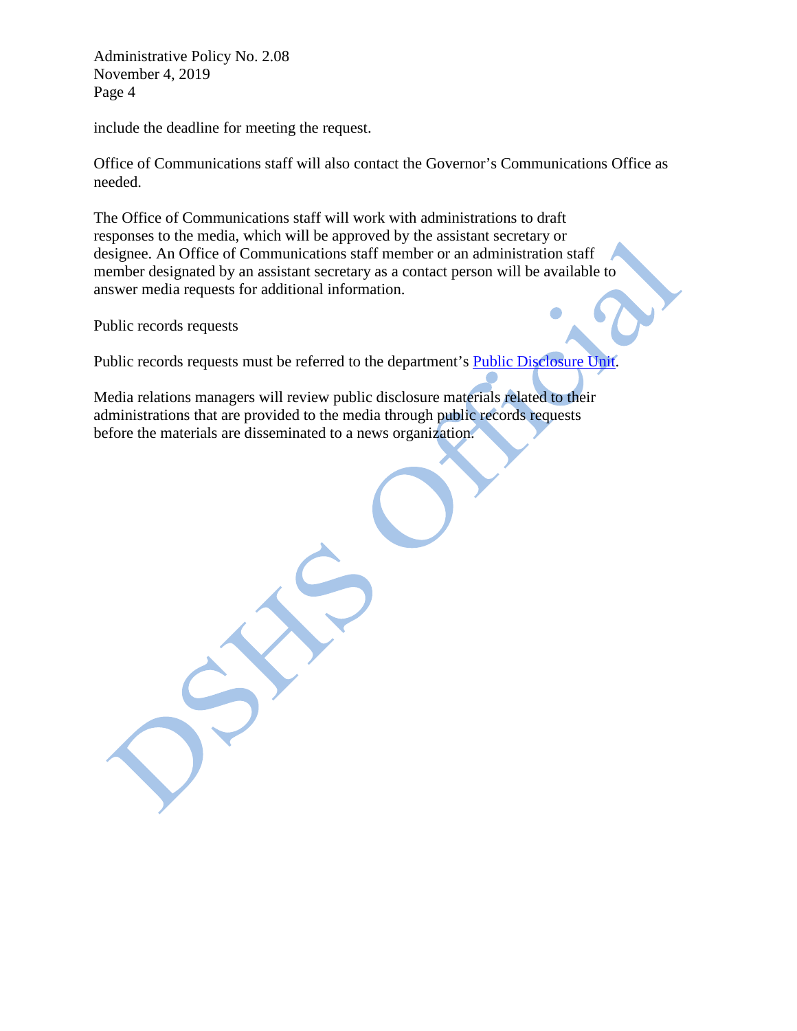include the deadline for meeting the request.

Office of Communications staff will also contact the Governor's Communications Office as needed.

The Office of Communications staff will work with administrations to draft responses to the media, which will be approved by the assistant secretary or designee. An Office of Communications staff member or an administration staff member designated by an assistant secretary as a contact person will be available to answer media requests for additional information.

Public records requests

Public records requests must be referred to the department's Public Disclosure Unit.

Media relations managers will review public disclosure materials related to their administrations that are provided to the media through public records requests before the materials are disseminated to a news organization.